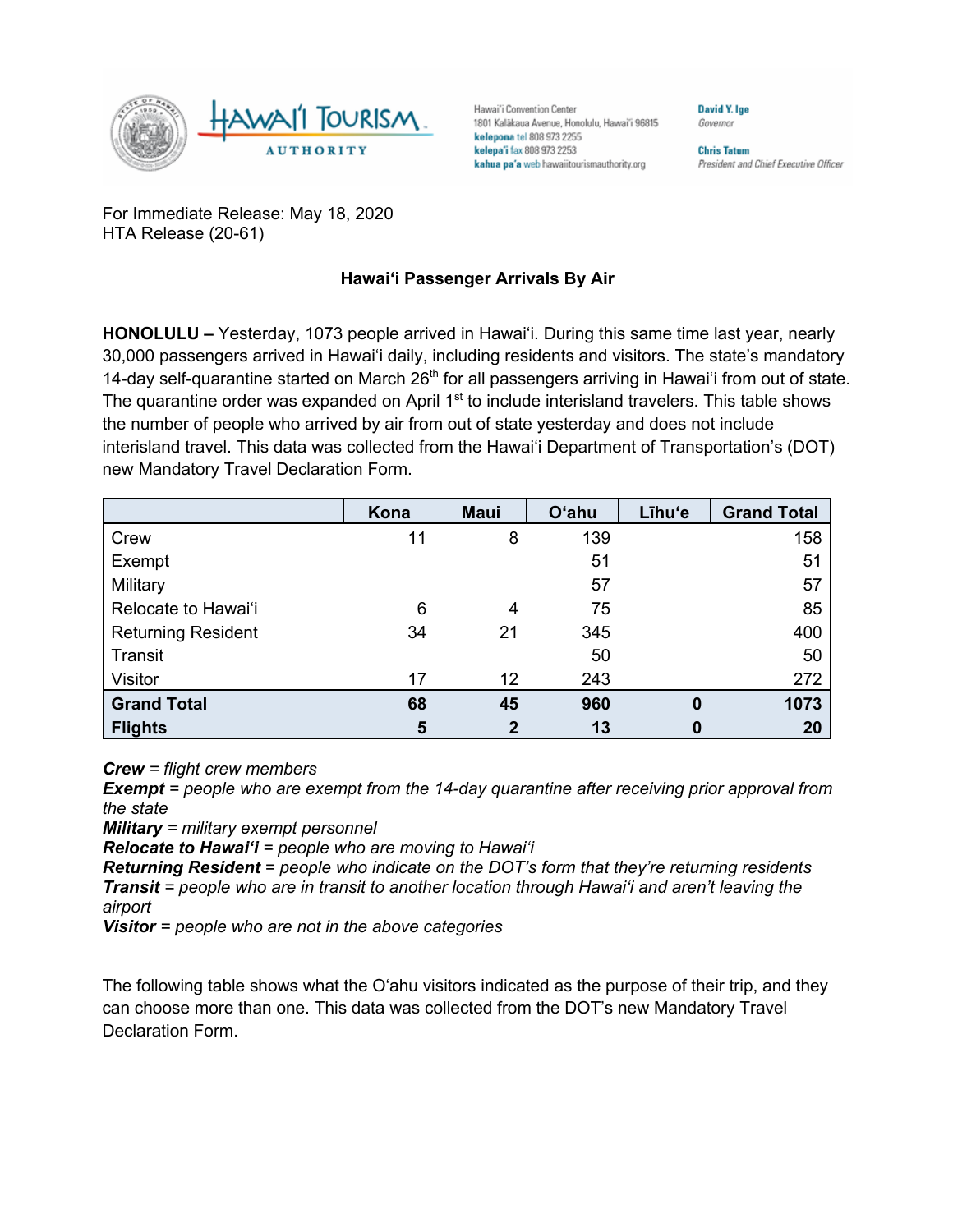Hawai'i Convention Center
1801 Kalākaua Avenue, Honolulu, Hawai'i 96815
**kelepona** tel 808 973 2255
**kelepa'i** fax 808 973 2253
**kahua pa'a** web hawaiitourismauthority.org

**David Y. Ige**
*Governor*

**Chris Tatum**
*President and Chief Executive Officer*

For Immediate Release: May 18, 2020
HTA Release (20-61)

**Hawaiʻi Passenger Arrivals By Air**

**HONOLULU –** Yesterday, 1073 people arrived in Hawaiʻi. During this same time last year, nearly 30,000 passengers arrived in Hawaiʻi daily, including residents and visitors. The state's mandatory 14-day self-quarantine started on March 26th for all passengers arriving in Hawaiʻi from out of state. The quarantine order was expanded on April 1st to include interisland travelers. This table shows the number of people who arrived by air from out of state yesterday and does not include interisland travel. This data was collected from the Hawaiʻi Department of Transportation's (DOT) new Mandatory Travel Declaration Form.

| | Kona | Maui | Oʻahu | Līhuʻe | Grand Total |
|---|---|---|---|---|---|
| Crew | 11 | 8 | 139 | | 158 |
| Exempt | | | 51 | | 51 |
| Military | | | 57 | | 57 |
| Relocate to Hawaiʻi | 6 | 4 | 75 | | 85 |
| Returning Resident | 34 | 21 | 345 | | 400 |
| Transit | | | 50 | | 50 |
| Visitor | 17 | 12 | 243 | | 272 |
| **Grand Total** | **68** | **45** | **960** | **0** | **1073** |
| **Flights** | **5** | **2** | **13** | **0** | **20** |

***Crew*** *= flight crew members*
***Exempt*** *= people who are exempt from the 14-day quarantine after receiving prior approval from the state*
***Military*** *= military exempt personnel*
***Relocate to Hawaiʻi*** *= people who are moving to Hawaiʻi*
***Returning Resident*** *= people who indicate on the DOT's form that they're returning residents*
***Transit*** *= people who are in transit to another location through Hawaiʻi and aren't leaving the airport*
***Visitor*** *= people who are not in the above categories*

The following table shows what the Oʻahu visitors indicated as the purpose of their trip, and they can choose more than one. This data was collected from the DOT's new Mandatory Travel Declaration Form.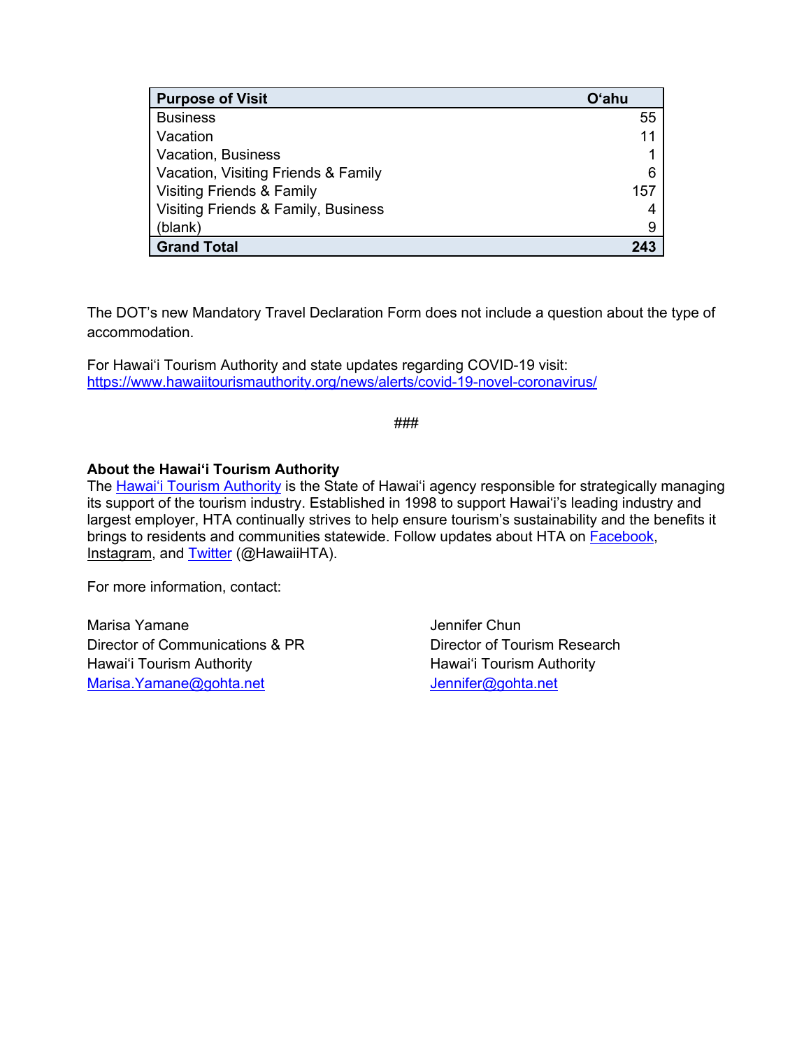| Purpose of Visit | O‘ahu |
|---|---|
| Business | 55 |
| Vacation | 11 |
| Vacation, Business | 1 |
| Vacation, Visiting Friends & Family | 6 |
| Visiting Friends & Family | 157 |
| Visiting Friends & Family, Business | 4 |
| (blank) | 9 |
| **Grand Total** | **243** |

The DOT’s new Mandatory Travel Declaration Form does not include a question about the type of accommodation.

For Hawai‘i Tourism Authority and state updates regarding COVID-19 visit:
https://www.hawaiitourismauthority.org/news/alerts/covid-19-novel-coronavirus/

###

**About the Hawai‘i Tourism Authority**
The Hawai‘i Tourism Authority is the State of Hawai‘i agency responsible for strategically managing its support of the tourism industry. Established in 1998 to support Hawai‘i’s leading industry and largest employer, HTA continually strives to help ensure tourism’s sustainability and the benefits it brings to residents and communities statewide. Follow updates about HTA on Facebook, Instagram, and Twitter (@HawaiiHTA).

For more information, contact:

Marisa Yamane
Director of Communications & PR
Hawai‘i Tourism Authority
Marisa.Yamane@gohta.net

Jennifer Chun
Director of Tourism Research
Hawai‘i Tourism Authority
Jennifer@gohta.net